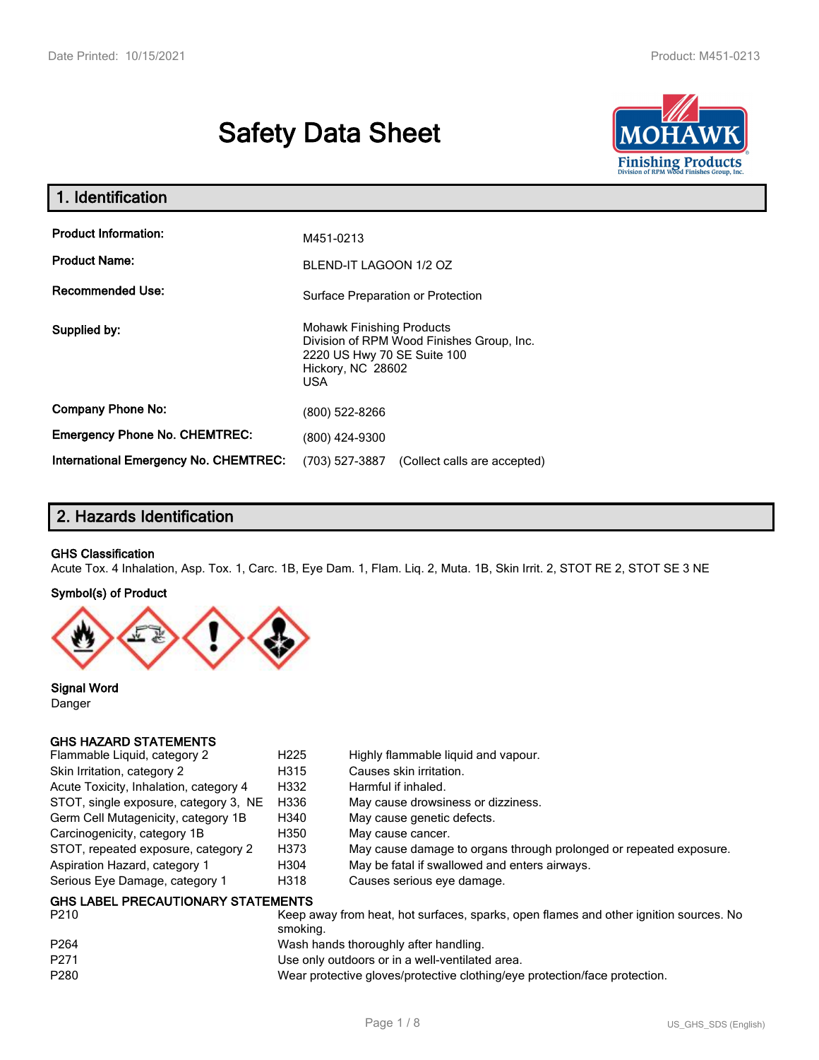# Safety Data Sheet

## 1. Identification

| | |
|---|---|
| **Product Information:** | M451-0213 |
| **Product Name:** | BLEND-IT LAGOON 1/2 OZ |
| **Recommended Use:** | Surface Preparation or Protection |
| **Supplied by:** | Mohawk Finishing Products<br>Division of RPM Wood Finishes Group, Inc.<br>2220 US Hwy 70 SE Suite 100<br>Hickory, NC 28602<br>USA |
| **Company Phone No:** | (800) 522-8266 |
| **Emergency Phone No. CHEMTREC:** | (800) 424-9300 |
| **International Emergency No. CHEMTREC:** | (703) 527-3887 (Collect calls are accepted) |

## 2. Hazards Identification

**GHS Classification**

Acute Tox. 4 Inhalation, Asp. Tox. 1, Carc. 1B, Eye Dam. 1, Flam. Liq. 2, Muta. 1B, Skin Irrit. 2, STOT RE 2, STOT SE 3 NE

**Symbol(s) of Product**

**Signal Word**

Danger

**GHS HAZARD STATEMENTS**

| | | |
|---|---|---|
| Flammable Liquid, category 2 | H225 | Highly flammable liquid and vapour. |
| Skin Irritation, category 2 | H315 | Causes skin irritation. |
| Acute Toxicity, Inhalation, category 4 | H332 | Harmful if inhaled. |
| STOT, single exposure, category 3, NE | H336 | May cause drowsiness or dizziness. |
| Germ Cell Mutagenicity, category 1B | H340 | May cause genetic defects. |
| Carcinogenicity, category 1B | H350 | May cause cancer. |
| STOT, repeated exposure, category 2 | H373 | May cause damage to organs through prolonged or repeated exposure. |
| Aspiration Hazard, category 1 | H304 | May be fatal if swallowed and enters airways. |
| Serious Eye Damage, category 1 | H318 | Causes serious eye damage. |

**GHS LABEL PRECAUTIONARY STATEMENTS**

| | |
|---|---|
| P210 | Keep away from heat, hot surfaces, sparks, open flames and other ignition sources. No smoking. |
| P264 | Wash hands thoroughly after handling. |
| P271 | Use only outdoors or in a well-ventilated area. |
| P280 | Wear protective gloves/protective clothing/eye protection/face protection. |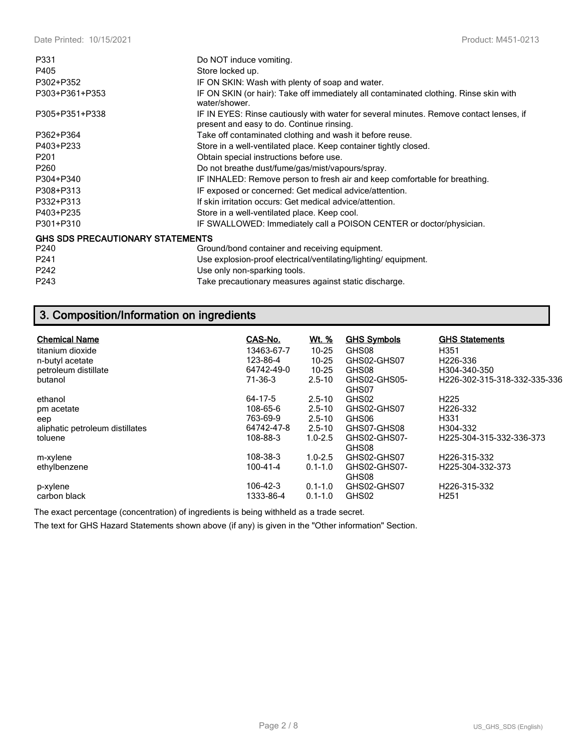| | |
|---|---|
| P331 | Do NOT induce vomiting. |
| P405 | Store locked up. |
| P302+P352 | IF ON SKIN: Wash with plenty of soap and water. |
| P303+P361+P353 | IF ON SKIN (or hair): Take off immediately all contaminated clothing. Rinse skin with water/shower. |
| P305+P351+P338 | IF IN EYES: Rinse cautiously with water for several minutes. Remove contact lenses, if present and easy to do. Continue rinsing. |
| P362+P364 | Take off contaminated clothing and wash it before reuse. |
| P403+P233 | Store in a well-ventilated place. Keep container tightly closed. |
| P201 | Obtain special instructions before use. |
| P260 | Do not breathe dust/fume/gas/mist/vapours/spray. |
| P304+P340 | IF INHALED: Remove person to fresh air and keep comfortable for breathing. |
| P308+P313 | IF exposed or concerned: Get medical advice/attention. |
| P332+P313 | If skin irritation occurs: Get medical advice/attention. |
| P403+P235 | Store in a well-ventilated place. Keep cool. |
| P301+P310 | IF SWALLOWED: Immediately call a POISON CENTER or doctor/physician. |

**GHS SDS PRECAUTIONARY STATEMENTS**

| | |
|---|---|
| P240 | Ground/bond container and receiving equipment. |
| P241 | Use explosion-proof electrical/ventilating/lighting/ equipment. |
| P242 | Use only non-sparking tools. |
| P243 | Take precautionary measures against static discharge. |

## 3. Composition/Information on ingredients

| Chemical Name | CAS-No. | Wt. % | GHS Symbols | GHS Statements |
|---|---|---|---|---|
| titanium dioxide | 13463-67-7 | 10-25 | GHS08 | H351 |
| n-butyl acetate | 123-86-4 | 10-25 | GHS02-GHS07 | H226-336 |
| petroleum distillate | 64742-49-0 | 10-25 | GHS08 | H304-340-350 |
| butanol | 71-36-3 | 2.5-10 | GHS02-GHS05-GHS07 | H226-302-315-318-332-335-336 |
| ethanol | 64-17-5 | 2.5-10 | GHS02 | H225 |
| pm acetate | 108-65-6 | 2.5-10 | GHS02-GHS07 | H226-332 |
| eep | 763-69-9 | 2.5-10 | GHS06 | H331 |
| aliphatic petroleum distillates | 64742-47-8 | 2.5-10 | GHS07-GHS08 | H304-332 |
| toluene | 108-88-3 | 1.0-2.5 | GHS02-GHS07-GHS08 | H225-304-315-332-336-373 |
| m-xylene | 108-38-3 | 1.0-2.5 | GHS02-GHS07 | H226-315-332 |
| ethylbenzene | 100-41-4 | 0.1-1.0 | GHS02-GHS07-GHS08 | H225-304-332-373 |
| p-xylene | 106-42-3 | 0.1-1.0 | GHS02-GHS07 | H226-315-332 |
| carbon black | 1333-86-4 | 0.1-1.0 | GHS02 | H251 |

The exact percentage (concentration) of ingredients is being withheld as a trade secret.

The text for GHS Hazard Statements shown above (if any) is given in the "Other information" Section.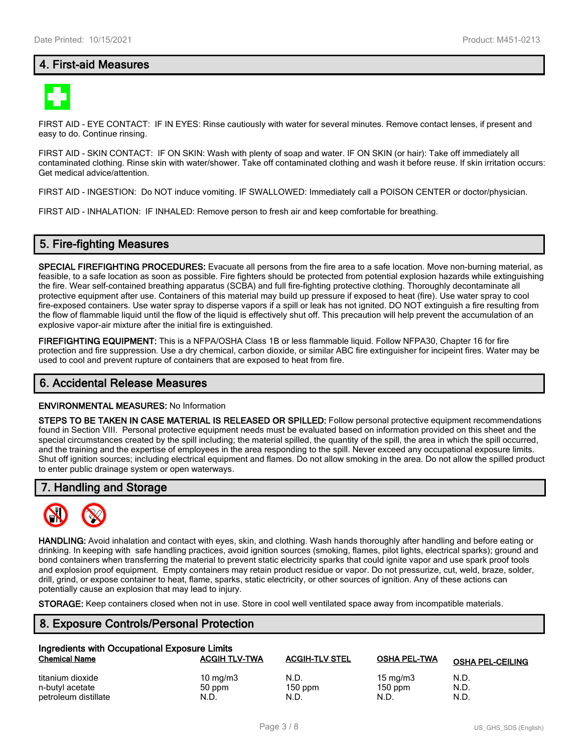## 4. First-aid Measures

FIRST AID - EYE CONTACT: IF IN EYES: Rinse cautiously with water for several minutes. Remove contact lenses, if present and easy to do. Continue rinsing.

FIRST AID - SKIN CONTACT: IF ON SKIN: Wash with plenty of soap and water. IF ON SKIN (or hair): Take off immediately all contaminated clothing. Rinse skin with water/shower. Take off contaminated clothing and wash it before reuse. If skin irritation occurs: Get medical advice/attention.

FIRST AID - INGESTION: Do NOT induce vomiting. IF SWALLOWED: Immediately call a POISON CENTER or doctor/physician.

FIRST AID - INHALATION: IF INHALED: Remove person to fresh air and keep comfortable for breathing.

## 5. Fire-fighting Measures

**SPECIAL FIREFIGHTING PROCEDURES:** Evacuate all persons from the fire area to a safe location. Move non-burning material, as feasible, to a safe location as soon as possible. Fire fighters should be protected from potential explosion hazards while extinguishing the fire. Wear self-contained breathing apparatus (SCBA) and full fire-fighting protective clothing. Thoroughly decontaminate all protective equipment after use. Containers of this material may build up pressure if exposed to heat (fire). Use water spray to cool fire-exposed containers. Use water spray to disperse vapors if a spill or leak has not ignited. DO NOT extinguish a fire resulting from the flow of flammable liquid until the flow of the liquid is effectively shut off. This precaution will help prevent the accumulation of an explosive vapor-air mixture after the initial fire is extinguished.

**FIREFIGHTING EQUIPMENT:** This is a NFPA/OSHA Class 1B or less flammable liquid. Follow NFPA30, Chapter 16 for fire protection and fire suppression. Use a dry chemical, carbon dioxide, or similar ABC fire extinguisher for incipeint fires. Water may be used to cool and prevent rupture of containers that are exposed to heat from fire.

## 6. Accidental Release Measures

**ENVIRONMENTAL MEASURES:** No Information

**STEPS TO BE TAKEN IN CASE MATERIAL IS RELEASED OR SPILLED:** Follow personal protective equipment recommendations found in Section VIII. Personal protective equipment needs must be evaluated based on information provided on this sheet and the special circumstances created by the spill including; the material spilled, the quantity of the spill, the area in which the spill occurred, and the training and the expertise of employees in the area responding to the spill. Never exceed any occupational exposure limits. Shut off ignition sources; including electrical equipment and flames. Do not allow smoking in the area. Do not allow the spilled product to enter public drainage system or open waterways.

## 7. Handling and Storage

**HANDLING:** Avoid inhalation and contact with eyes, skin, and clothing. Wash hands thoroughly after handling and before eating or drinking. In keeping with safe handling practices, avoid ignition sources (smoking, flames, pilot lights, electrical sparks); ground and bond containers when transferring the material to prevent static electricity sparks that could ignite vapor and use spark proof tools and explosion proof equipment. Empty containers may retain product residue or vapor. Do not pressurize, cut, weld, braze, solder, drill, grind, or expose container to heat, flame, sparks, static electricity, or other sources of ignition. Any of these actions can potentially cause an explosion that may lead to injury.

**STORAGE:** Keep containers closed when not in use. Store in cool well ventilated space away from incompatible materials.

## 8. Exposure Controls/Personal Protection

**Ingredients with Occupational Exposure Limits**

| Chemical Name | ACGIH TLV-TWA | ACGIH-TLV STEL | OSHA PEL-TWA | OSHA PEL-CEILING |
|---|---|---|---|---|
| titanium dioxide | 10 mg/m3 | N.D. | 15 mg/m3 | N.D. |
| n-butyl acetate | 50 ppm | 150 ppm | 150 ppm | N.D. |
| petroleum distillate | N.D. | N.D. | N.D. | N.D. |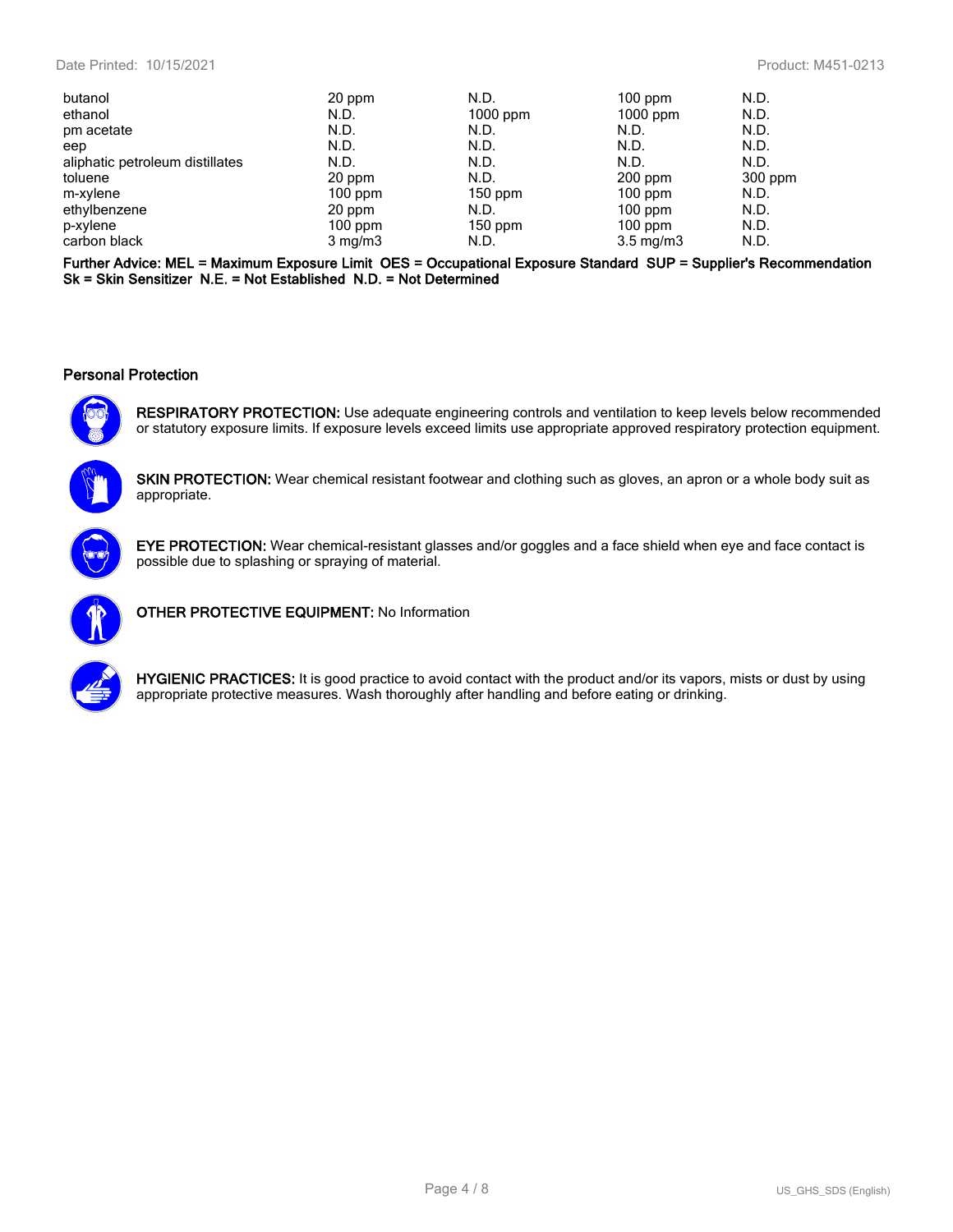| | | | | |
|---|---|---|---|---|
| butanol | 20 ppm | N.D. | 100 ppm | N.D. |
| ethanol | N.D. | 1000 ppm | 1000 ppm | N.D. |
| pm acetate | N.D. | N.D. | N.D. | N.D. |
| eep | N.D. | N.D. | N.D. | N.D. |
| aliphatic petroleum distillates | N.D. | N.D. | N.D. | N.D. |
| toluene | 20 ppm | N.D. | 200 ppm | 300 ppm |
| m-xylene | 100 ppm | 150 ppm | 100 ppm | N.D. |
| ethylbenzene | 20 ppm | N.D. | 100 ppm | N.D. |
| p-xylene | 100 ppm | 150 ppm | 100 ppm | N.D. |
| carbon black | 3 mg/m3 | N.D. | 3.5 mg/m3 | N.D. |

**Further Advice: MEL = Maximum Exposure Limit OES = Occupational Exposure Standard SUP = Supplier's Recommendation Sk = Skin Sensitizer N.E. = Not Established N.D. = Not Determined**

## Personal Protection

**RESPIRATORY PROTECTION:** Use adequate engineering controls and ventilation to keep levels below recommended or statutory exposure limits. If exposure levels exceed limits use appropriate approved respiratory protection equipment.

**SKIN PROTECTION:** Wear chemical resistant footwear and clothing such as gloves, an apron or a whole body suit as appropriate.

**EYE PROTECTION:** Wear chemical-resistant glasses and/or goggles and a face shield when eye and face contact is possible due to splashing or spraying of material.

**OTHER PROTECTIVE EQUIPMENT:** No Information

**HYGIENIC PRACTICES:** It is good practice to avoid contact with the product and/or its vapors, mists or dust by using appropriate protective measures. Wash thoroughly after handling and before eating or drinking.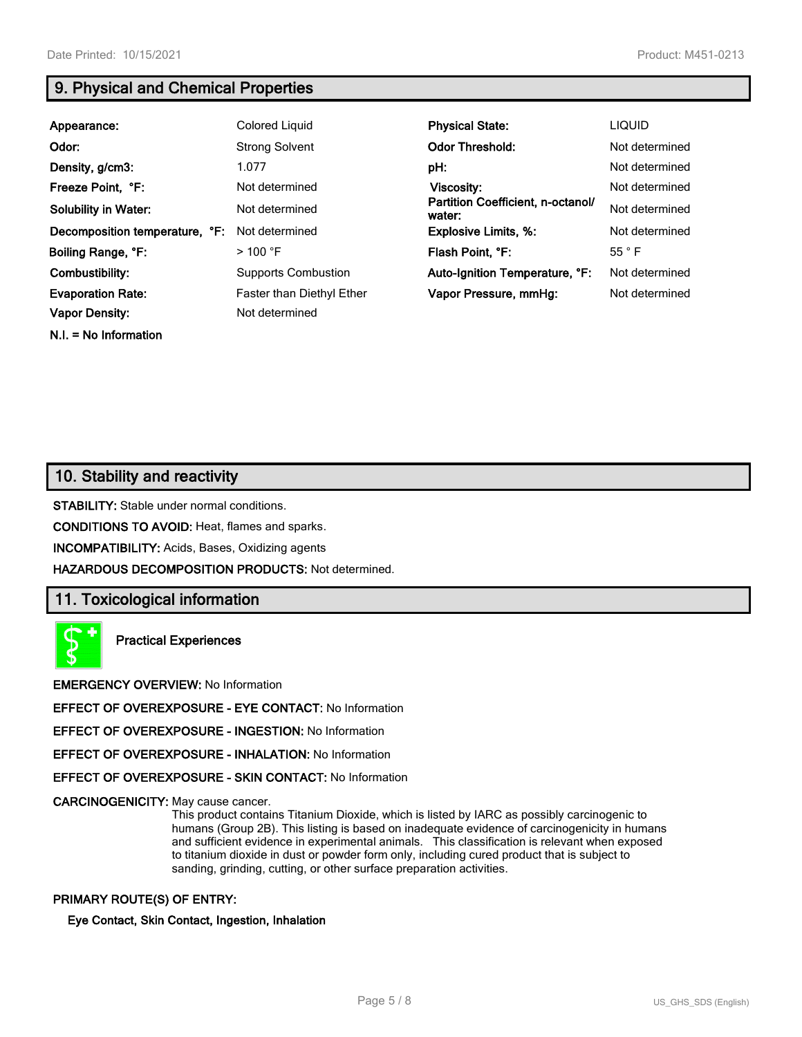## 9. Physical and Chemical Properties

| | | | |
|---|---|---|---|
| **Appearance:** | Colored Liquid | **Physical State:** | LIQUID |
| **Odor:** | Strong Solvent | **Odor Threshold:** | Not determined |
| **Density, g/cm3:** | 1.077 | **pH:** | Not determined |
| **Freeze Point, °F:** | Not determined | **Viscosity:** | Not determined |
| **Solubility in Water:** | Not determined | **Partition Coefficient, n-octanol/ water:** | Not determined |
| **Decomposition temperature, °F:** | Not determined | **Explosive Limits, %:** | Not determined |
| **Boiling Range, °F:** | > 100 °F | **Flash Point, °F:** | 55 ° F |
| **Combustibility:** | Supports Combustion | **Auto-Ignition Temperature, °F:** | Not determined |
| **Evaporation Rate:** | Faster than Diethyl Ether | **Vapor Pressure, mmHg:** | Not determined |
| **Vapor Density:** | Not determined | | |

**N.I. = No Information**

## 10. Stability and reactivity

**STABILITY:** Stable under normal conditions.

**CONDITIONS TO AVOID:** Heat, flames and sparks.

**INCOMPATIBILITY:** Acids, Bases, Oxidizing agents

**HAZARDOUS DECOMPOSITION PRODUCTS:** Not determined.

## 11. Toxicological information

**Practical Experiences**

**EMERGENCY OVERVIEW:** No Information

**EFFECT OF OVEREXPOSURE - EYE CONTACT:** No Information

**EFFECT OF OVEREXPOSURE - INGESTION:** No Information

**EFFECT OF OVEREXPOSURE - INHALATION:** No Information

**EFFECT OF OVEREXPOSURE - SKIN CONTACT:** No Information

**CARCINOGENICITY:** May cause cancer.
This product contains Titanium Dioxide, which is listed by IARC as possibly carcinogenic to humans (Group 2B). This listing is based on inadequate evidence of carcinogenicity in humans and sufficient evidence in experimental animals. This classification is relevant when exposed to titanium dioxide in dust or powder form only, including cured product that is subject to sanding, grinding, cutting, or other surface preparation activities.

**PRIMARY ROUTE(S) OF ENTRY:**

**Eye Contact, Skin Contact, Ingestion, Inhalation**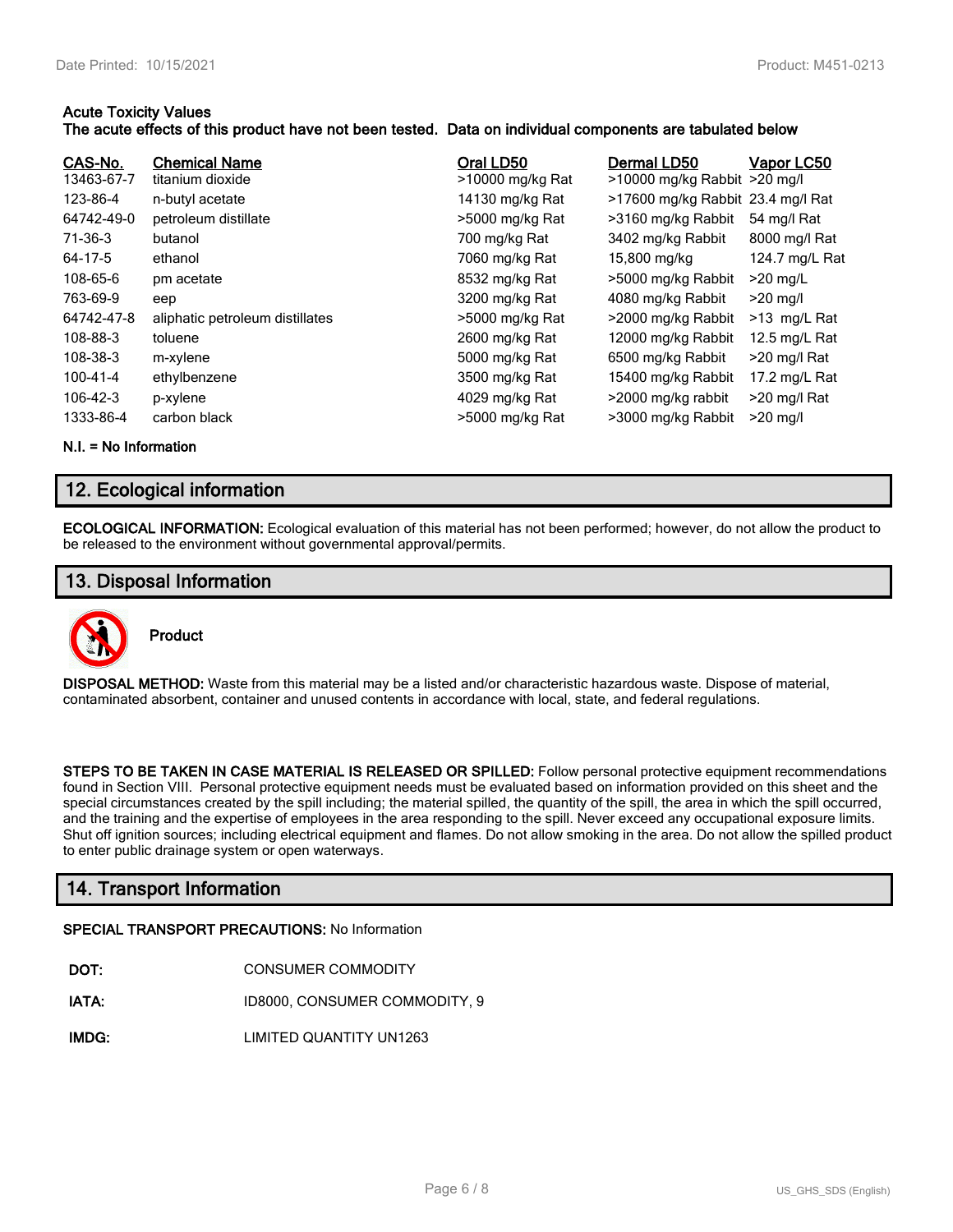**Acute Toxicity Values**
**The acute effects of this product have not been tested. Data on individual components are tabulated below**

| CAS-No. | Chemical Name | Oral LD50 | Dermal LD50 | Vapor LC50 |
|---|---|---|---|---|
| 13463-67-7 | titanium dioxide | >10000 mg/kg Rat | >10000 mg/kg Rabbit | >20 mg/l |
| 123-86-4 | n-butyl acetate | 14130 mg/kg Rat | >17600 mg/kg Rabbit | 23.4 mg/l Rat |
| 64742-49-0 | petroleum distillate | >5000 mg/kg Rat | >3160 mg/kg Rabbit | 54 mg/l Rat |
| 71-36-3 | butanol | 700 mg/kg Rat | 3402 mg/kg Rabbit | 8000 mg/l Rat |
| 64-17-5 | ethanol | 7060 mg/kg Rat | 15,800 mg/kg | 124.7 mg/L Rat |
| 108-65-6 | pm acetate | 8532 mg/kg Rat | >5000 mg/kg Rabbit | >20 mg/L |
| 763-69-9 | eep | 3200 mg/kg Rat | 4080 mg/kg Rabbit | >20 mg/l |
| 64742-47-8 | aliphatic petroleum distillates | >5000 mg/kg Rat | >2000 mg/kg Rabbit | >13 mg/L Rat |
| 108-88-3 | toluene | 2600 mg/kg Rat | 12000 mg/kg Rabbit | 12.5 mg/L Rat |
| 108-38-3 | m-xylene | 5000 mg/kg Rat | 6500 mg/kg Rabbit | >20 mg/l Rat |
| 100-41-4 | ethylbenzene | 3500 mg/kg Rat | 15400 mg/kg Rabbit | 17.2 mg/L Rat |
| 106-42-3 | p-xylene | 4029 mg/kg Rat | >2000 mg/kg rabbit | >20 mg/l Rat |
| 1333-86-4 | carbon black | >5000 mg/kg Rat | >3000 mg/kg Rabbit | >20 mg/l |

**N.I. = No Information**

## 12. Ecological information

**ECOLOGICAL INFORMATION:** Ecological evaluation of this material has not been performed; however, do not allow the product to be released to the environment without governmental approval/permits.

## 13. Disposal Information

**Product**

**DISPOSAL METHOD:** Waste from this material may be a listed and/or characteristic hazardous waste. Dispose of material, contaminated absorbent, container and unused contents in accordance with local, state, and federal regulations.

**STEPS TO BE TAKEN IN CASE MATERIAL IS RELEASED OR SPILLED:** Follow personal protective equipment recommendations found in Section VIII. Personal protective equipment needs must be evaluated based on information provided on this sheet and the special circumstances created by the spill including; the material spilled, the quantity of the spill, the area in which the spill occurred, and the training and the expertise of employees in the area responding to the spill. Never exceed any occupational exposure limits. Shut off ignition sources; including electrical equipment and flames. Do not allow smoking in the area. Do not allow the spilled product to enter public drainage system or open waterways.

## 14. Transport Information

**SPECIAL TRANSPORT PRECAUTIONS:** No Information

**DOT:** CONSUMER COMMODITY

**IATA:** ID8000, CONSUMER COMMODITY, 9

**IMDG:** LIMITED QUANTITY UN1263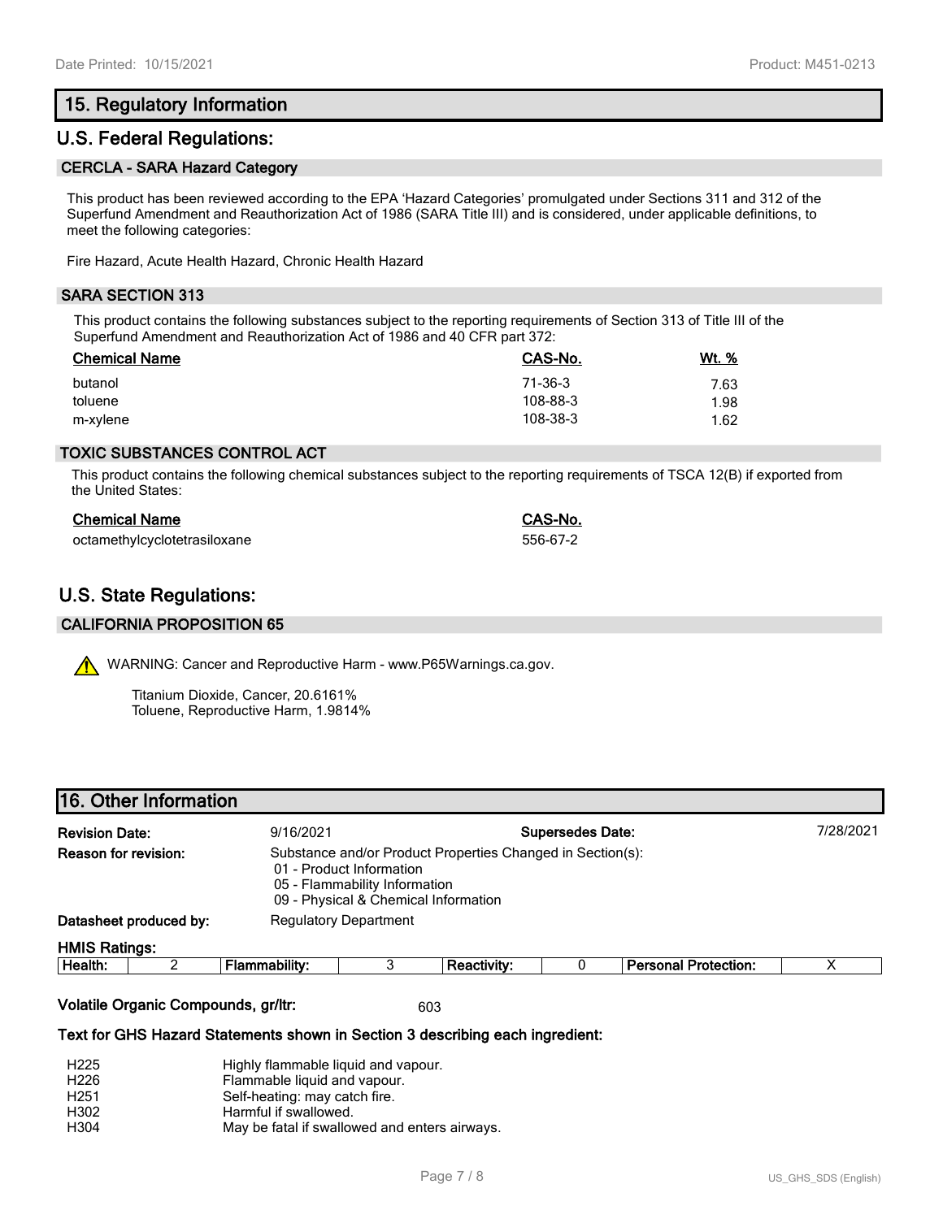## 15. Regulatory Information

## U.S. Federal Regulations:

### CERCLA - SARA Hazard Category

This product has been reviewed according to the EPA 'Hazard Categories' promulgated under Sections 311 and 312 of the Superfund Amendment and Reauthorization Act of 1986 (SARA Title III) and is considered, under applicable definitions, to meet the following categories:

Fire Hazard, Acute Health Hazard, Chronic Health Hazard

### SARA SECTION 313

This product contains the following substances subject to the reporting requirements of Section 313 of Title III of the Superfund Amendment and Reauthorization Act of 1986 and 40 CFR part 372:

| Chemical Name | CAS-No. | Wt. % |
|---|---|---|
| butanol | 71-36-3 | 7.63 |
| toluene | 108-88-3 | 1.98 |
| m-xylene | 108-38-3 | 1.62 |

### TOXIC SUBSTANCES CONTROL ACT

This product contains the following chemical substances subject to the reporting requirements of TSCA 12(B) if exported from the United States:

| Chemical Name | CAS-No. |
|---|---|
| octamethylcyclotetrasiloxane | 556-67-2 |

## U.S. State Regulations:

### CALIFORNIA PROPOSITION 65

WARNING: Cancer and Reproductive Harm - www.P65Warnings.ca.gov.

Titanium Dioxide, Cancer, 20.6161%
Toluene, Reproductive Harm, 1.9814%

## 16. Other Information

**Revision Date:** 9/16/2021 **Supersedes Date:** 7/28/2021

**Reason for revision:** Substance and/or Product Properties Changed in Section(s):
- 01 - Product Information
- 05 - Flammability Information
- 09 - Physical & Chemical Information

**Datasheet produced by:** Regulatory Department

**HMIS Ratings:**

| Health: | 2 | Flammability: | 3 | Reactivity: | 0 | Personal Protection: | X |
|---|---|---|---|---|---|---|---|

**Volatile Organic Compounds, gr/ltr:** 603

**Text for GHS Hazard Statements shown in Section 3 describing each ingredient:**

| | |
|---|---|
| H225 | Highly flammable liquid and vapour. |
| H226 | Flammable liquid and vapour. |
| H251 | Self-heating: may catch fire. |
| H302 | Harmful if swallowed. |
| H304 | May be fatal if swallowed and enters airways. |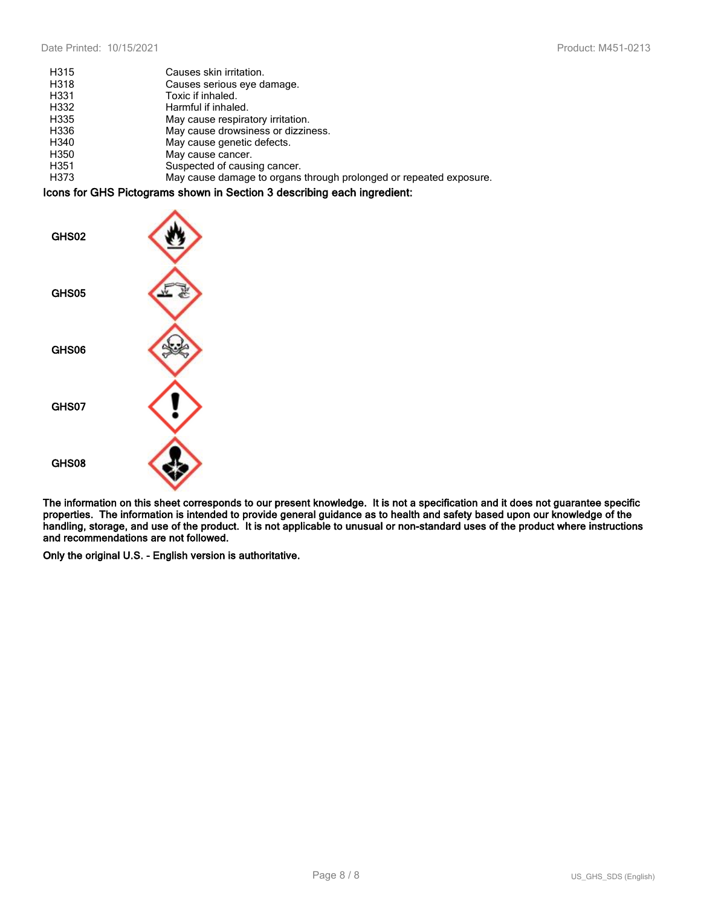| | |
|---|---|
| H315 | Causes skin irritation. |
| H318 | Causes serious eye damage. |
| H331 | Toxic if inhaled. |
| H332 | Harmful if inhaled. |
| H335 | May cause respiratory irritation. |
| H336 | May cause drowsiness or dizziness. |
| H340 | May cause genetic defects. |
| H350 | May cause cancer. |
| H351 | Suspected of causing cancer. |
| H373 | May cause damage to organs through prolonged or repeated exposure. |

**Icons for GHS Pictograms shown in Section 3 describing each ingredient:**

**GHS02**

**GHS05**

**GHS06**

**GHS07**

**GHS08**

**The information on this sheet corresponds to our present knowledge. It is not a specification and it does not guarantee specific properties. The information is intended to provide general guidance as to health and safety based upon our knowledge of the handling, storage, and use of the product. It is not applicable to unusual or non-standard uses of the product where instructions and recommendations are not followed.**

**Only the original U.S. - English version is authoritative.**